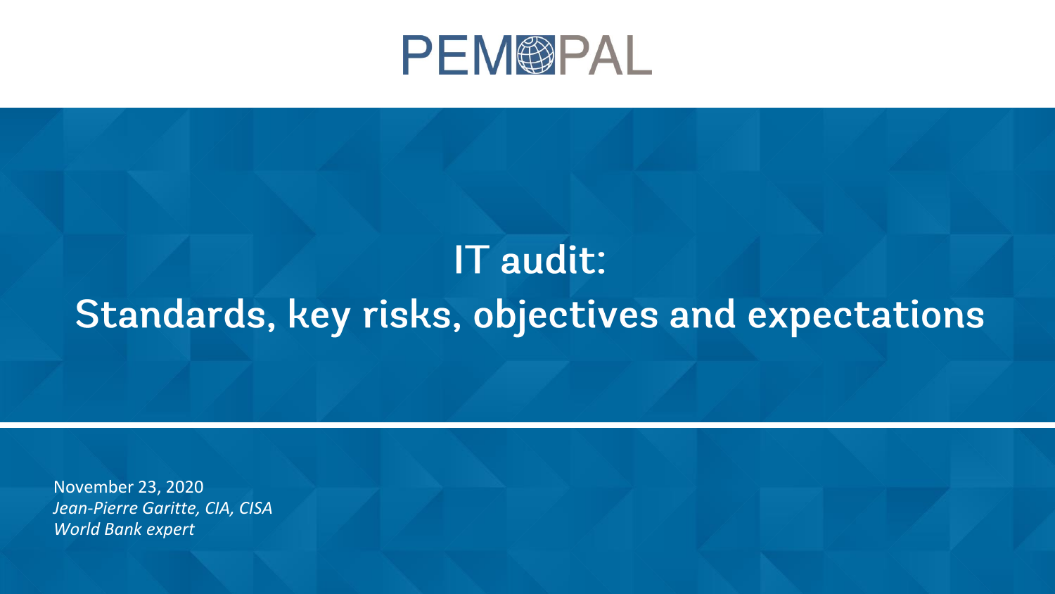PEMPAL

# IT audit:
# Standards, key risks, objectives and expectations

November 23, 2020

*Jean-Pierre Garitte, CIA, CISA*

*World Bank expert*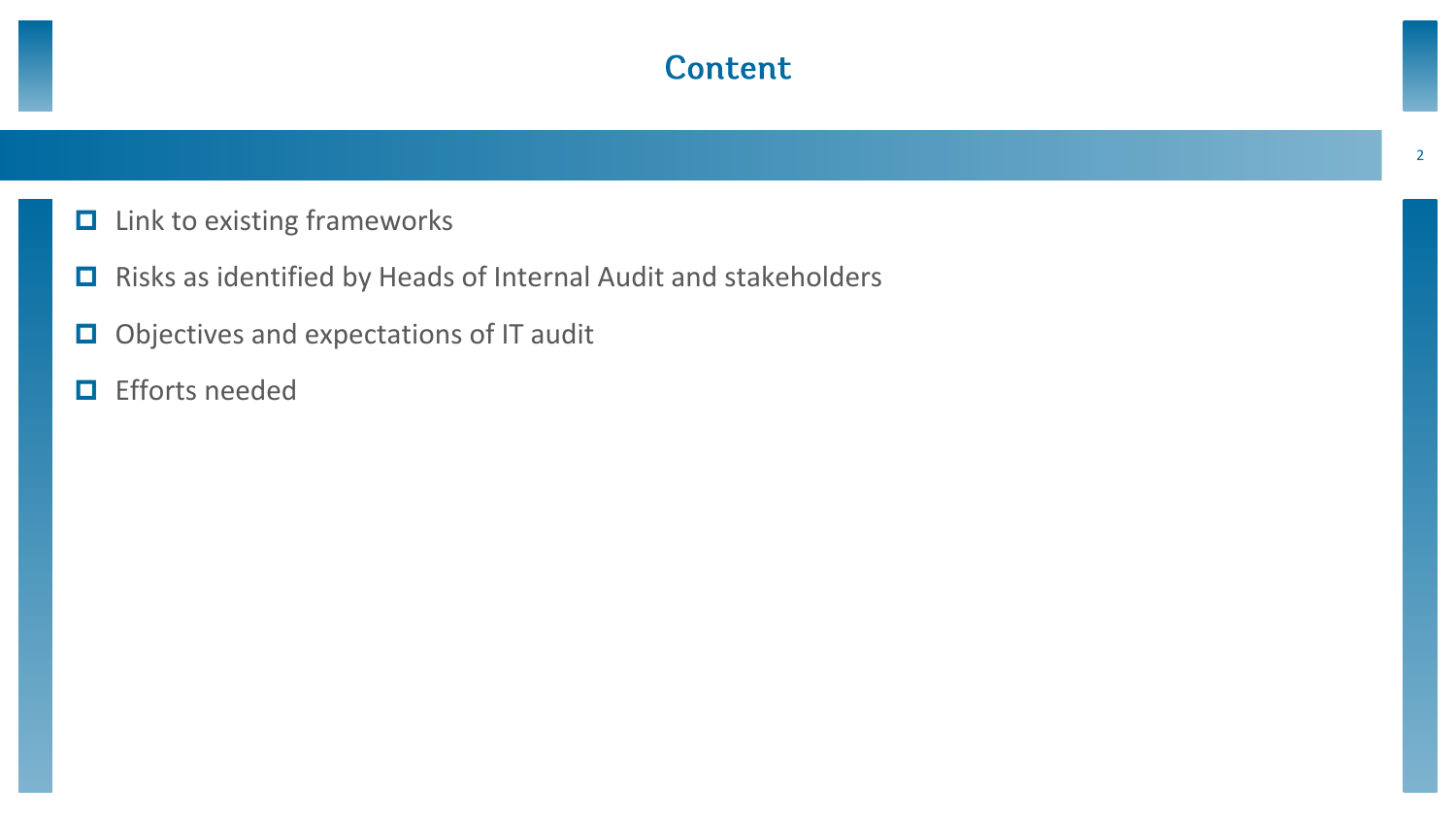# Content

- Link to existing frameworks
- Risks as identified by Heads of Internal Audit and stakeholders
- Objectives and expectations of IT audit
- Efforts needed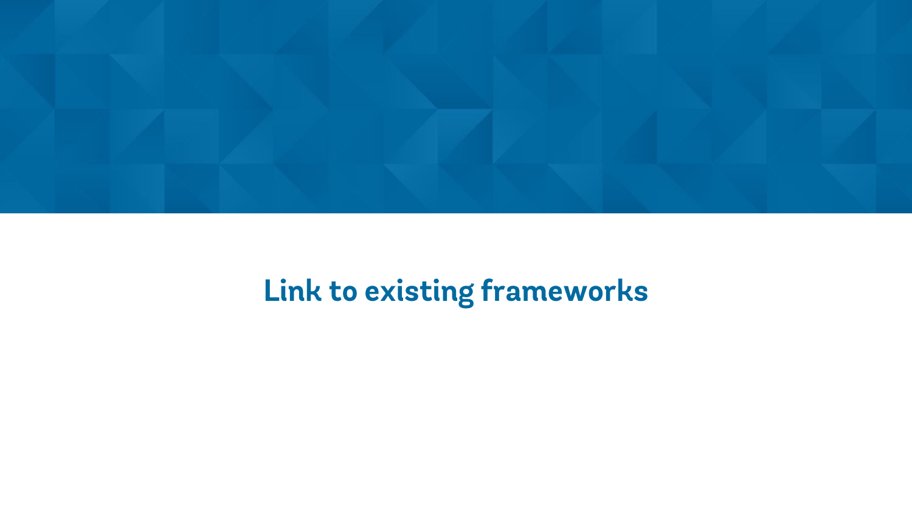# Link to existing frameworks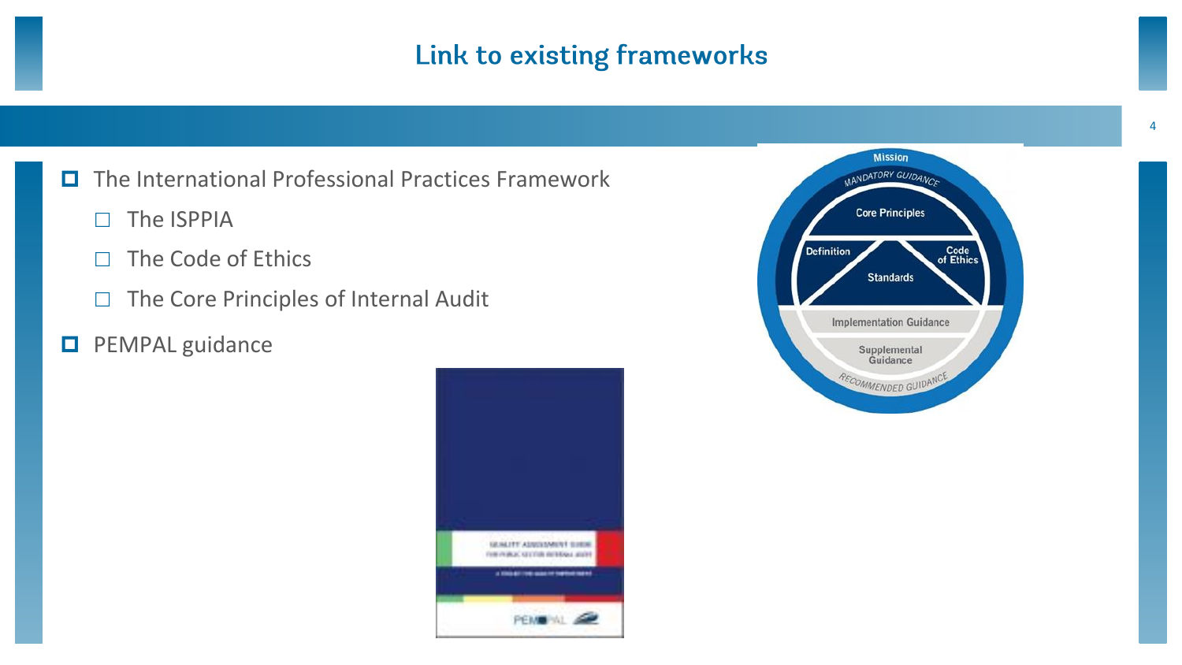# Link to existing frameworks

- The International Professional Practices Framework
  - The ISPPIA
  - The Code of Ethics
  - The Core Principles of Internal Audit
- PEMPAL guidance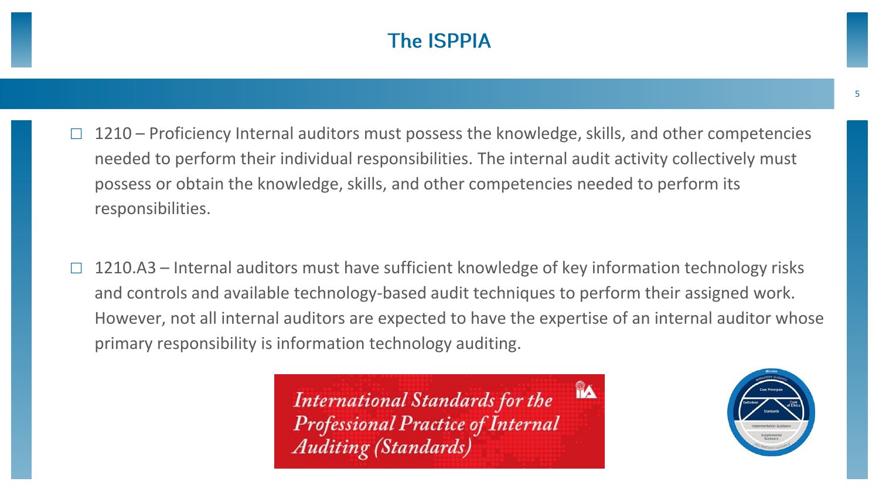# The ISPPIA

- 1210 – Proficiency Internal auditors must possess the knowledge, skills, and other competencies needed to perform their individual responsibilities. The internal audit activity collectively must possess or obtain the knowledge, skills, and other competencies needed to perform its responsibilities.

- 1210.A3 – Internal auditors must have sufficient knowledge of key information technology risks and controls and available technology-based audit techniques to perform their assigned work. However, not all internal auditors are expected to have the expertise of an internal auditor whose primary responsibility is information technology auditing.

*International Standards for the Professional Practice of Internal Auditing (Standards)*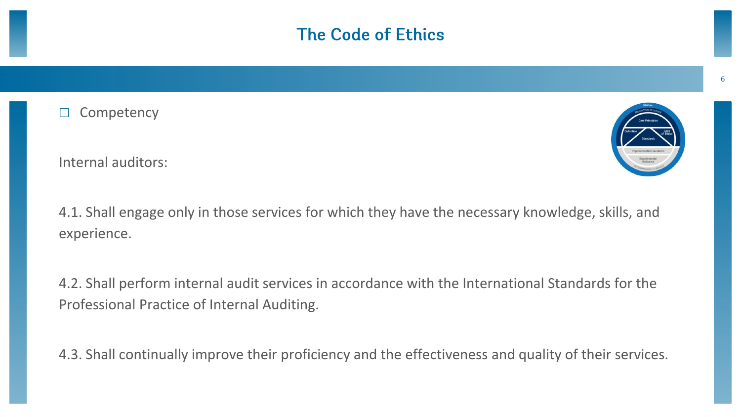# The Code of Ethics

- Competency

Internal auditors:

4.1. Shall engage only in those services for which they have the necessary knowledge, skills, and experience.

4.2. Shall perform internal audit services in accordance with the International Standards for the Professional Practice of Internal Auditing.

4.3. Shall continually improve their proficiency and the effectiveness and quality of their services.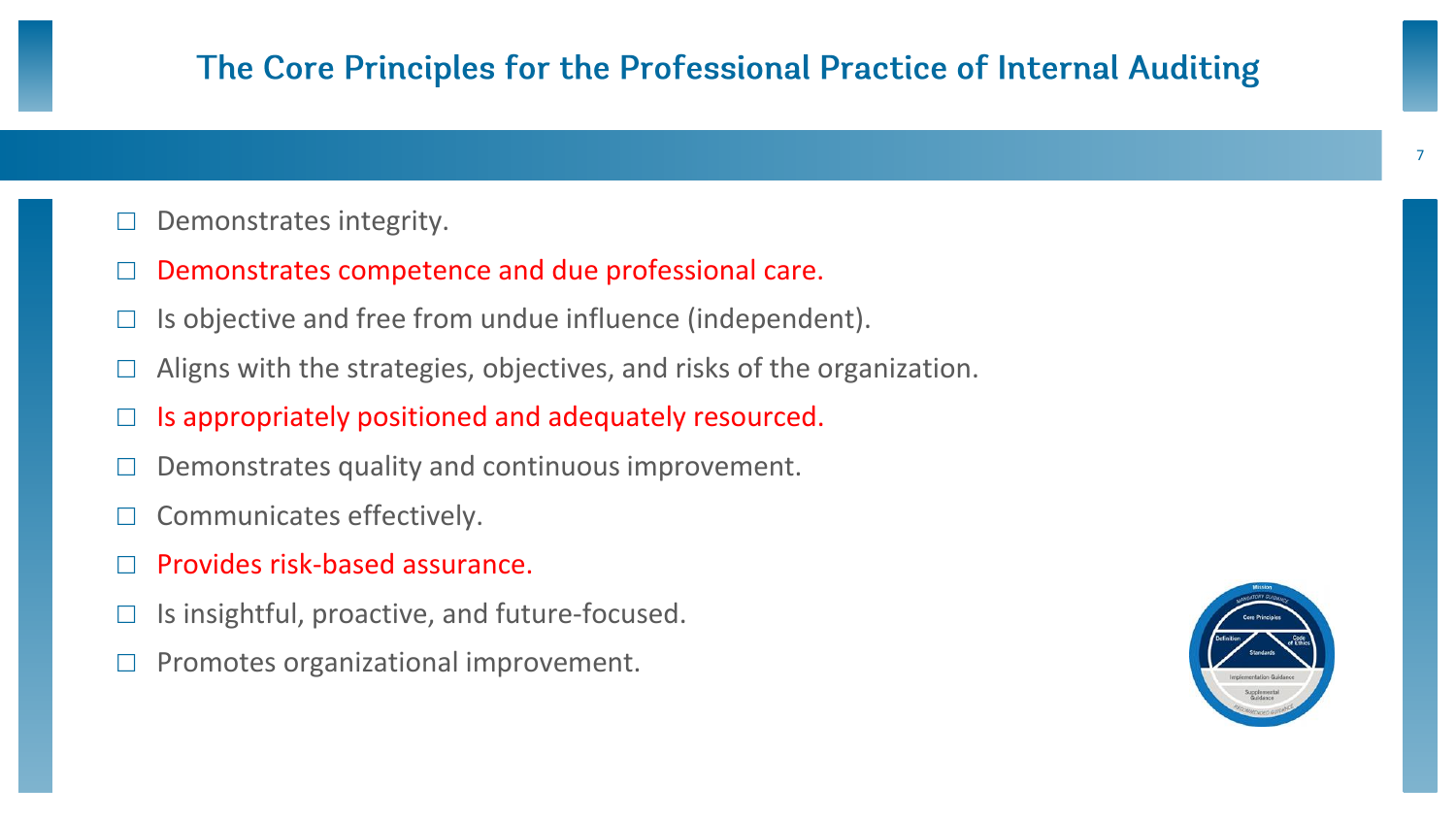# The Core Principles for the Professional Practice of Internal Auditing

- Demonstrates integrity.
- Demonstrates competence and due professional care.
- Is objective and free from undue influence (independent).
- Aligns with the strategies, objectives, and risks of the organization.
- Is appropriately positioned and adequately resourced.
- Demonstrates quality and continuous improvement.
- Communicates effectively.
- Provides risk-based assurance.
- Is insightful, proactive, and future-focused.
- Promotes organizational improvement.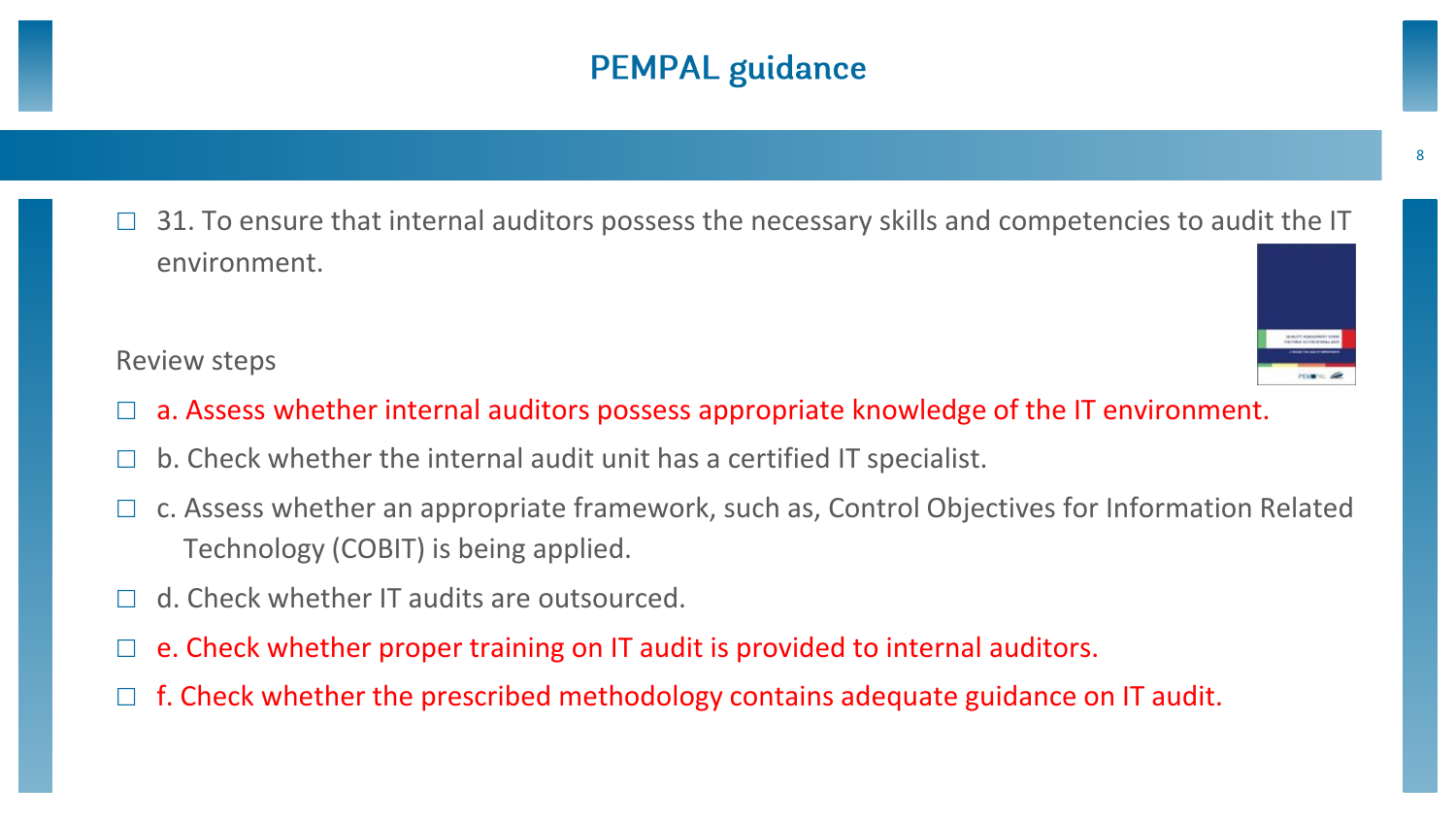# PEMPAL guidance

- 31. To ensure that internal auditors possess the necessary skills and competencies to audit the IT environment.

Review steps

- a. Assess whether internal auditors possess appropriate knowledge of the IT environment.
- b. Check whether the internal audit unit has a certified IT specialist.
- c. Assess whether an appropriate framework, such as, Control Objectives for Information Related Technology (COBIT) is being applied.
- d. Check whether IT audits are outsourced.
- e. Check whether proper training on IT audit is provided to internal auditors.
- f. Check whether the prescribed methodology contains adequate guidance on IT audit.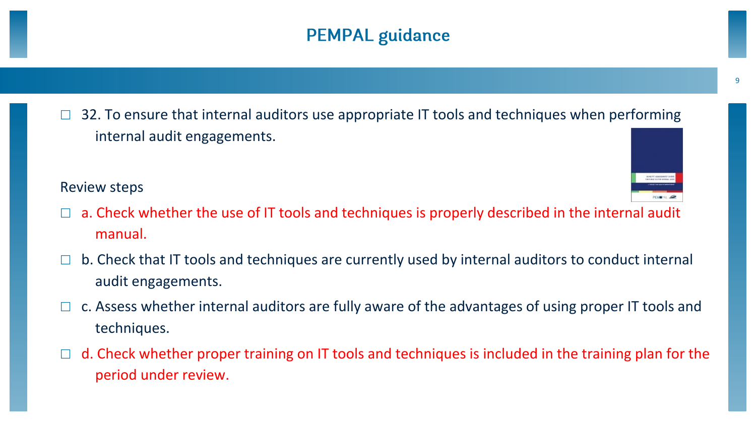# PEMPAL guidance

- 32. To ensure that internal auditors use appropriate IT tools and techniques when performing internal audit engagements.

Review steps

- a. Check whether the use of IT tools and techniques is properly described in the internal audit manual.
- b. Check that IT tools and techniques are currently used by internal auditors to conduct internal audit engagements.
- c. Assess whether internal auditors are fully aware of the advantages of using proper IT tools and techniques.
- d. Check whether proper training on IT tools and techniques is included in the training plan for the period under review.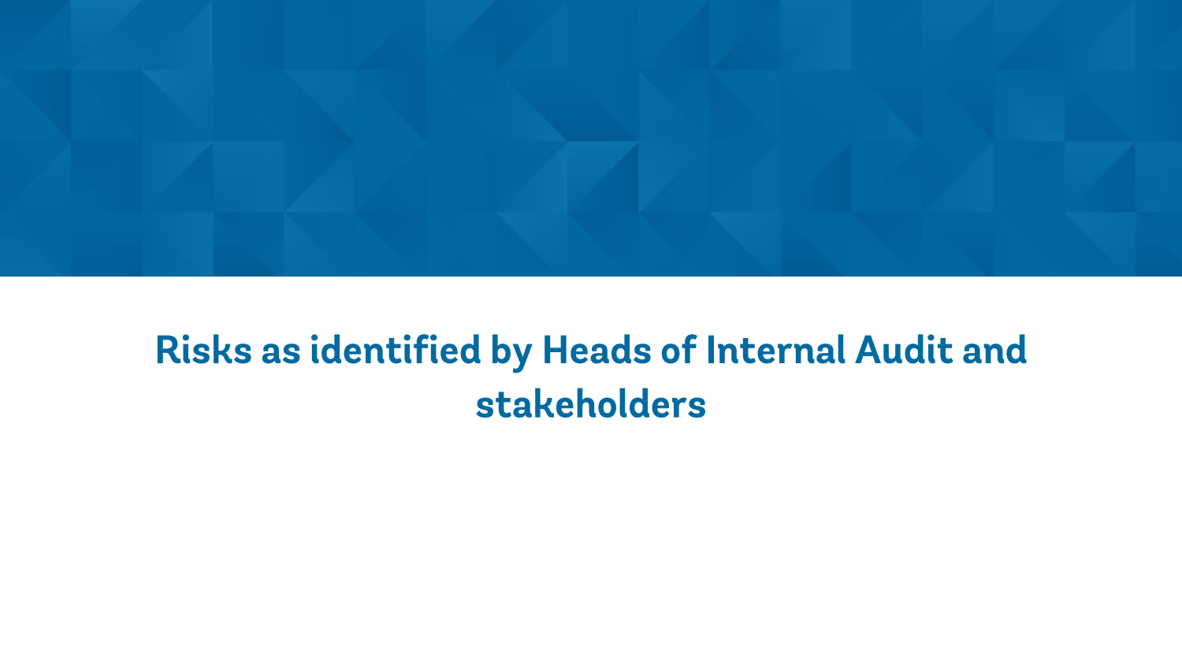# Risks as identified by Heads of Internal Audit and stakeholders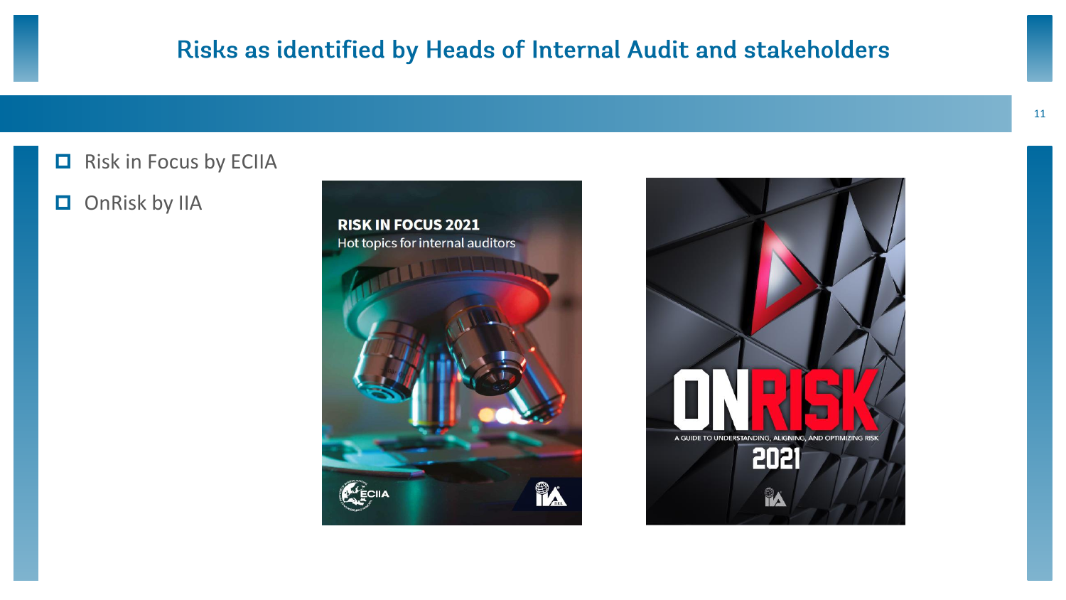## Risks as identified by Heads of Internal Audit and stakeholders

- Risk in Focus by ECIIA
- OnRisk by IIA

RISK IN FOCUS 2021
Hot topics for internal auditors

ONRISK
A GUIDE TO UNDERSTANDING, ALIGNING, AND OPTIMIZING RISK
2021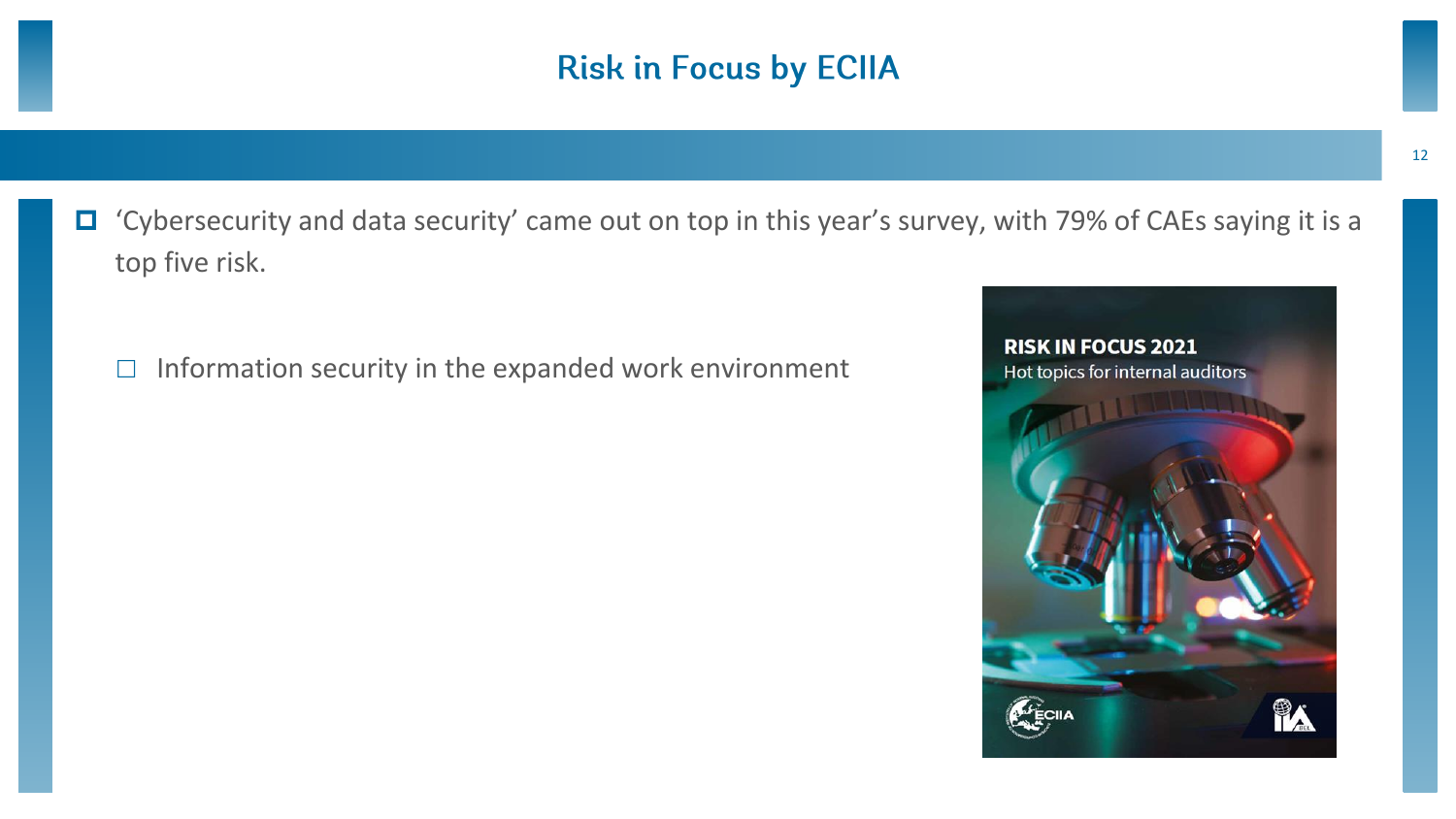# Risk in Focus by ECIIA

- 'Cybersecurity and data security' came out on top in this year's survey, with 79% of CAEs saying it is a top five risk.

  - Information security in the expanded work environment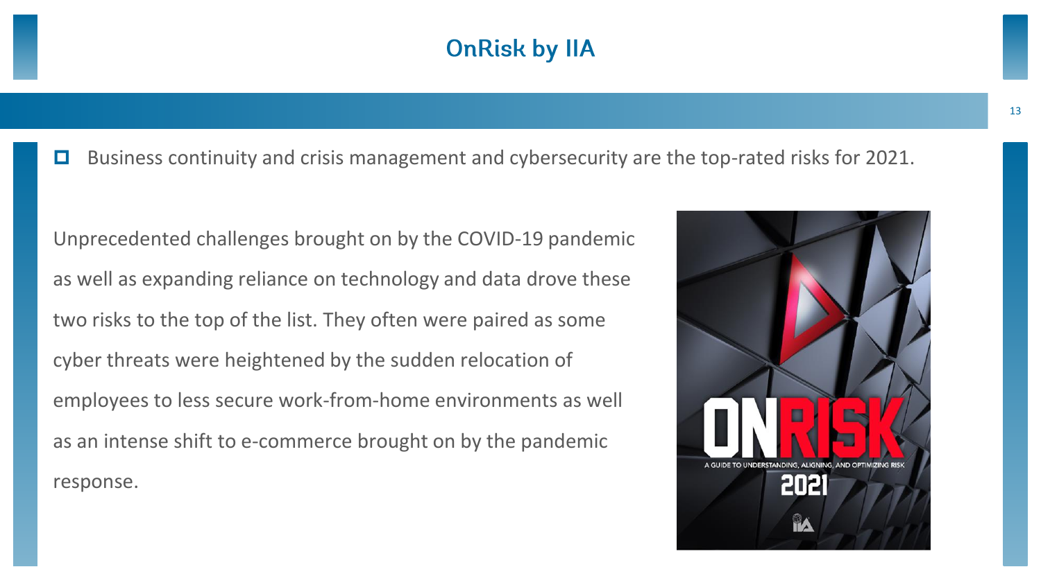# OnRisk by IIA

- Business continuity and crisis management and cybersecurity are the top-rated risks for 2021.

Unprecedented challenges brought on by the COVID-19 pandemic as well as expanding reliance on technology and data drove these two risks to the top of the list. They often were paired as some cyber threats were heightened by the sudden relocation of employees to less secure work-from-home environments as well as an intense shift to e-commerce brought on by the pandemic response.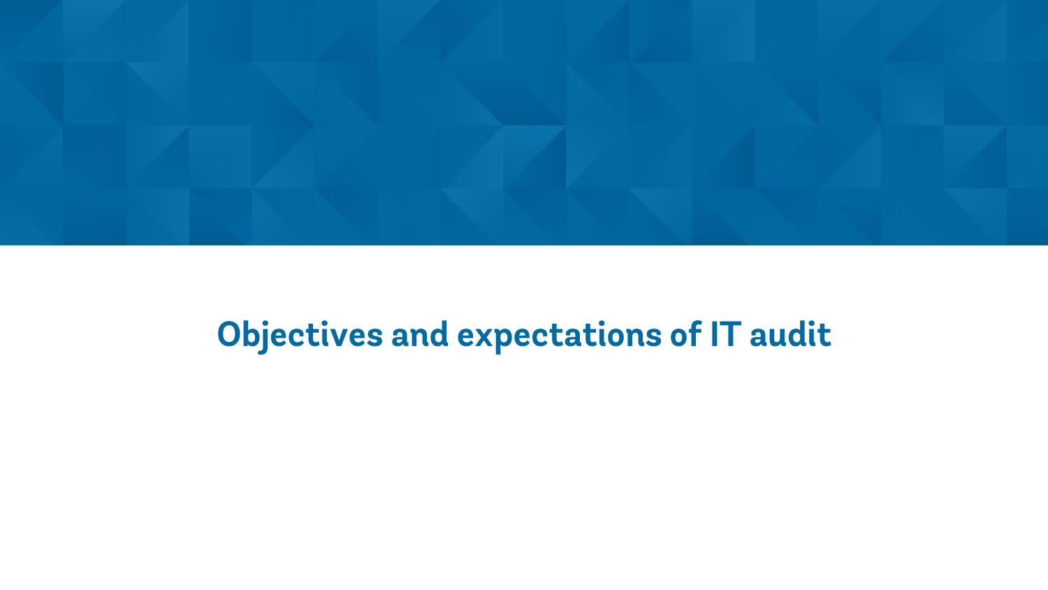# Objectives and expectations of IT audit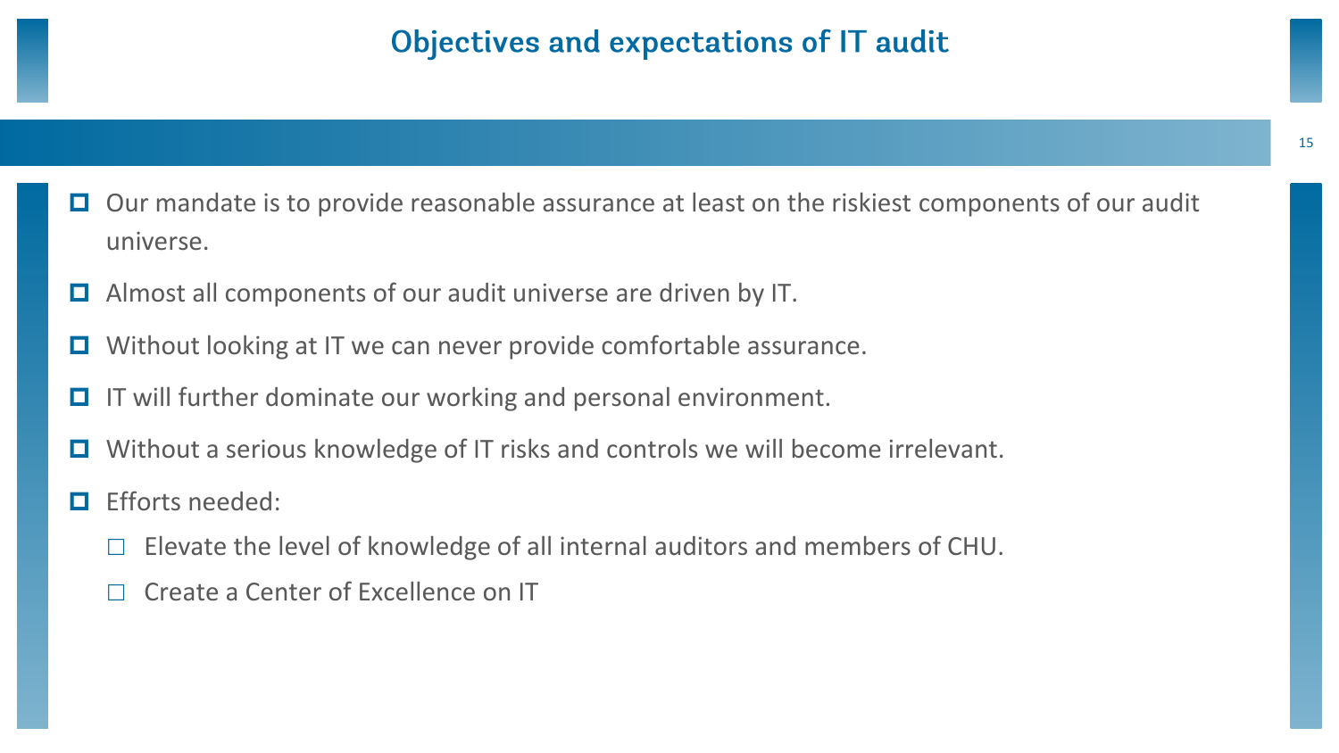# Objectives and expectations of IT audit

- Our mandate is to provide reasonable assurance at least on the riskiest components of our audit universe.
- Almost all components of our audit universe are driven by IT.
- Without looking at IT we can never provide comfortable assurance.
- IT will further dominate our working and personal environment.
- Without a serious knowledge of IT risks and controls we will become irrelevant.
- Efforts needed:
  - Elevate the level of knowledge of all internal auditors and members of CHU.
  - Create a Center of Excellence on IT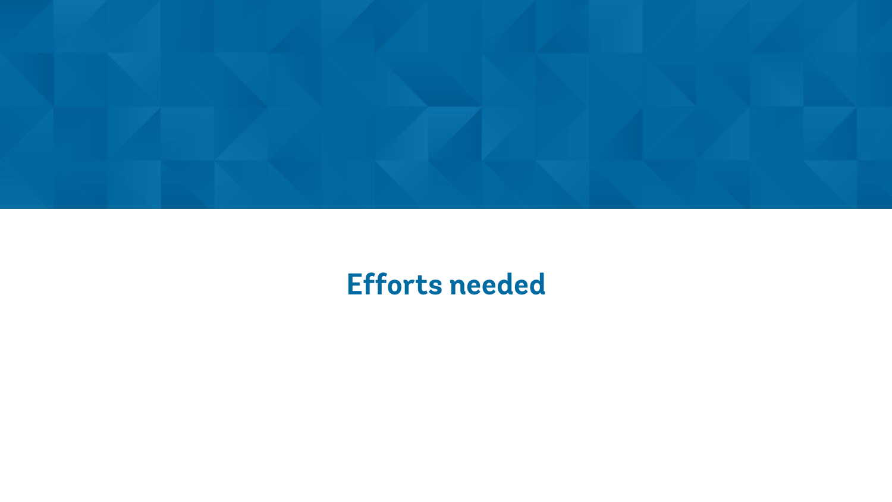# Efforts needed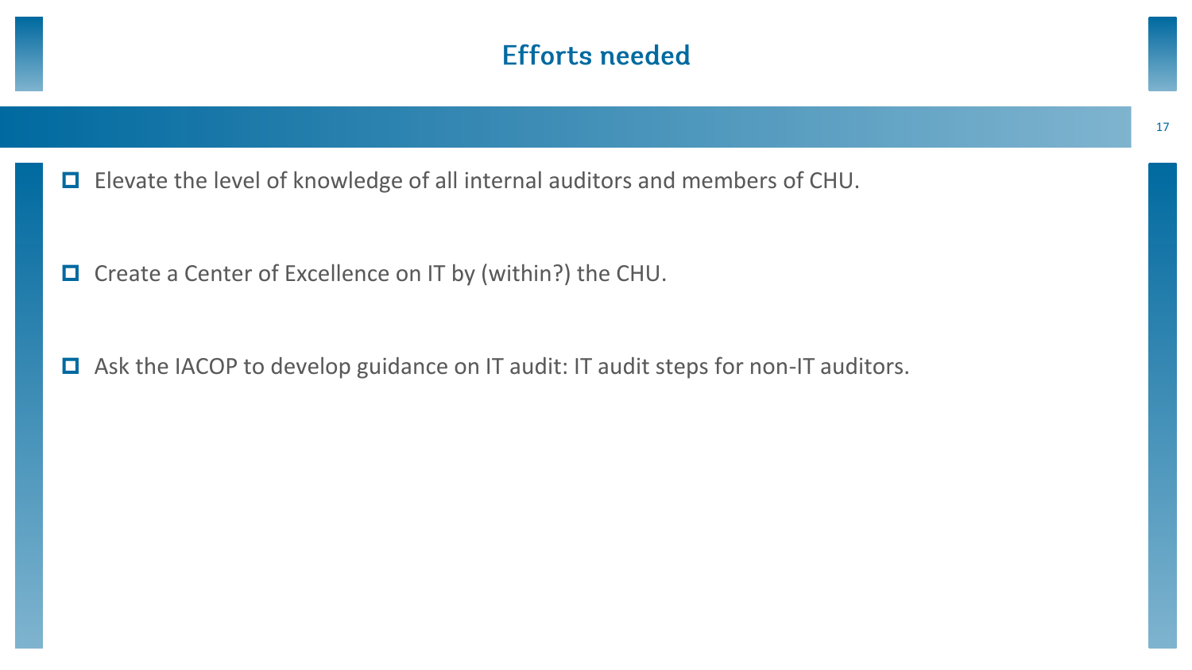# Efforts needed

- Elevate the level of knowledge of all internal auditors and members of CHU.
- Create a Center of Excellence on IT by (within?) the CHU.
- Ask the IACOP to develop guidance on IT audit: IT audit steps for non-IT auditors.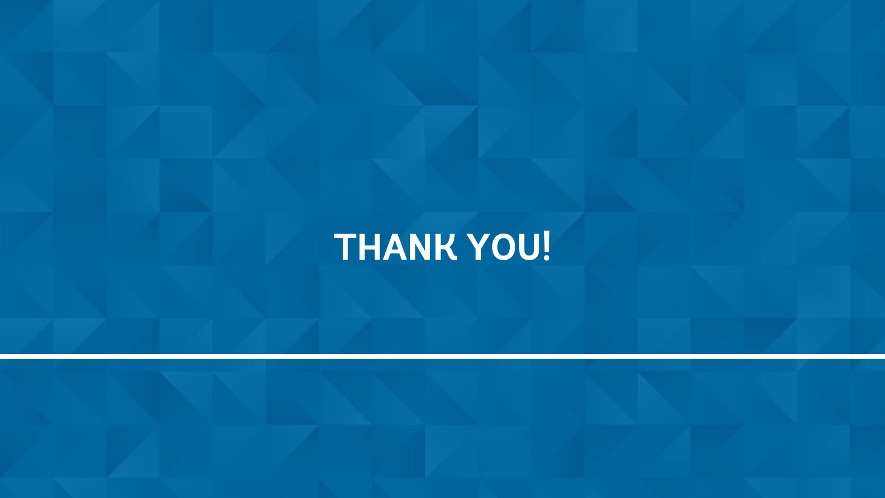# THANK YOU!